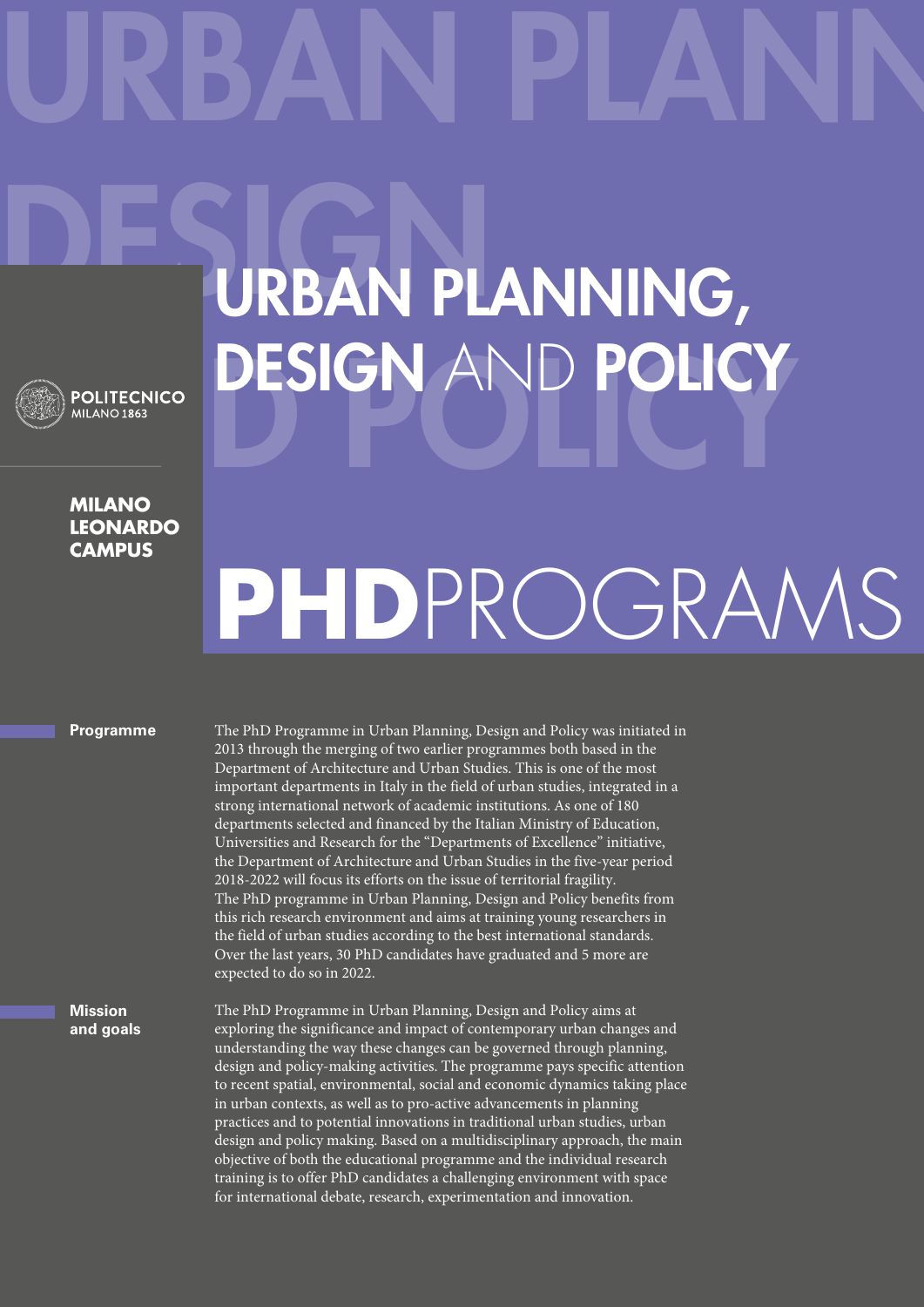# URBAN PLANNING, DESIGN AND POLICY

POLITECNICO MILANO 1863

**MILANO LEONARDO CAMPUS**

## PHDPROGRAMS

### Programme

The PhD Programme in Urban Planning, Design and Policy was initiated in 2013 through the merging of two earlier programmes both based in the Department of Architecture and Urban Studies. This is one of the most important departments in Italy in the field of urban studies, integrated in a strong international network of academic institutions. As one of 180 departments selected and financed by the Italian Ministry of Education, Universities and Research for the "Departments of Excellence" initiative, the Department of Architecture and Urban Studies in the five-year period 2018-2022 will focus its efforts on the issue of territorial fragility. The PhD programme in Urban Planning, Design and Policy benefits from this rich research environment and aims at training young researchers in the field of urban studies according to the best international standards. Over the last years, 30 PhD candidates have graduated and 5 more are expected to do so in 2022.

### Mission and goals

The PhD Programme in Urban Planning, Design and Policy aims at exploring the significance and impact of contemporary urban changes and understanding the way these changes can be governed through planning, design and policy-making activities. The programme pays specific attention to recent spatial, environmental, social and economic dynamics taking place in urban contexts, as well as to pro-active advancements in planning practices and to potential innovations in traditional urban studies, urban design and policy making. Based on a multidisciplinary approach, the main objective of both the educational programme and the individual research training is to offer PhD candidates a challenging environment with space for international debate, research, experimentation and innovation.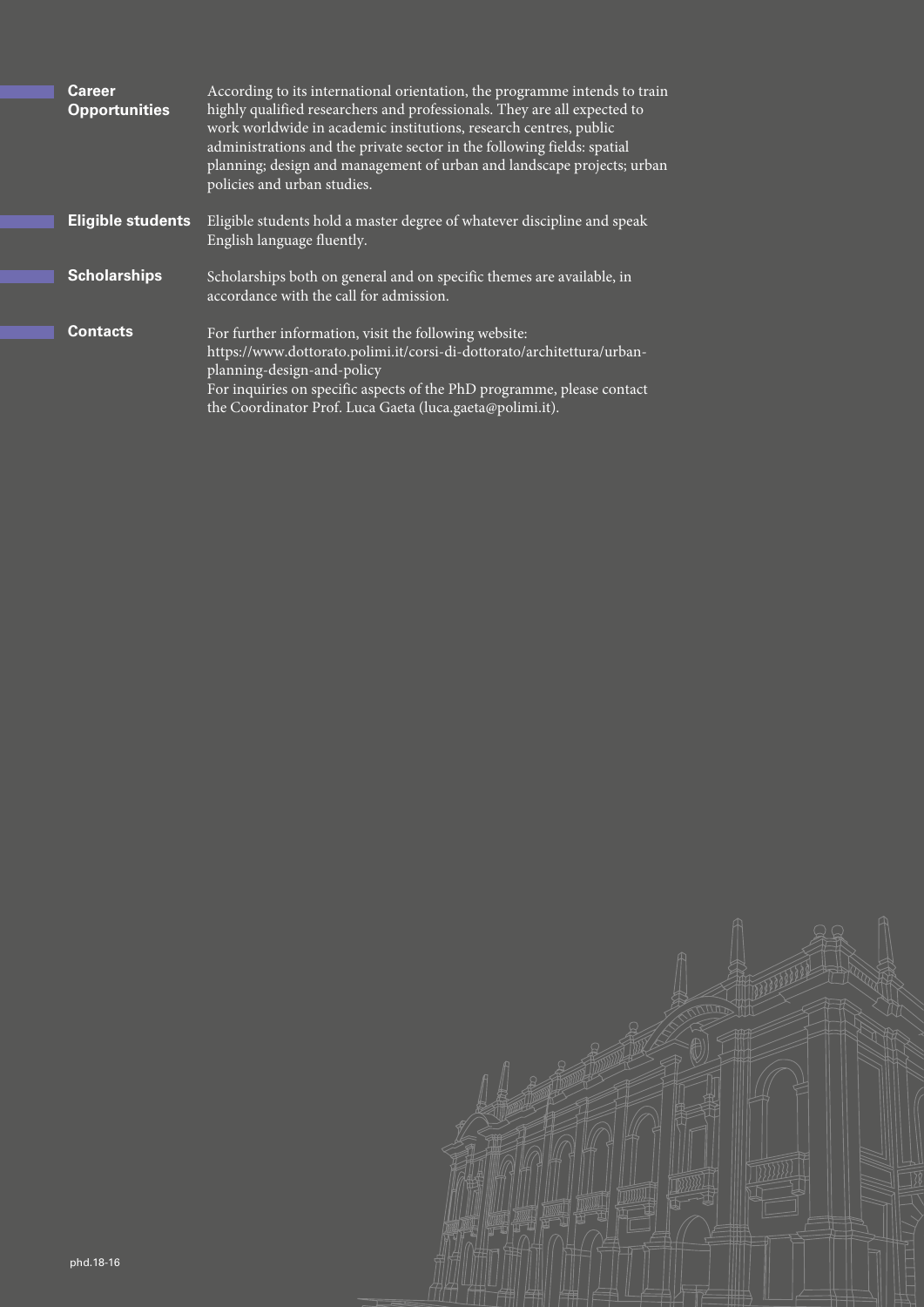## Career Opportunities

According to its international orientation, the programme intends to train highly qualified researchers and professionals. They are all expected to work worldwide in academic institutions, research centres, public administrations and the private sector in the following fields: spatial planning; design and management of urban and landscape projects; urban policies and urban studies.

## Eligible students

Eligible students hold a master degree of whatever discipline and speak English language fluently.

## Scholarships

Scholarships both on general and on specific themes are available, in accordance with the call for admission.

## Contacts

For further information, visit the following website:
https://www.dottorato.polimi.it/corsi-di-dottorato/architettura/urban-planning-design-and-policy
For inquiries on specific aspects of the PhD programme, please contact the Coordinator Prof. Luca Gaeta (luca.gaeta@polimi.it).

phd.18-16